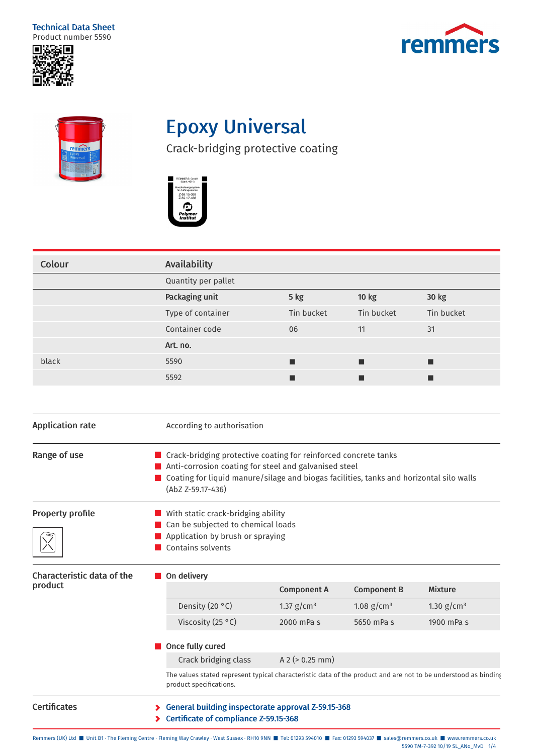Technical Data Sheet
Product number 5590

# Epoxy Universal

## Crack-bridging protective coating

| Colour | Availability | | | |
|---|---|---|---|---|
| | Quantity per pallet | | | |
| | **Packaging unit** | **5 kg** | **10 kg** | **30 kg** |
| | Type of container | Tin bucket | Tin bucket | Tin bucket |
| | Container code | 06 | 11 | 31 |
| | **Art. no.** | | | |
| black | 5590 | ■ | ■ | ■ |
| | 5592 | ■ | ■ | ■ |

**Application rate**

According to authorisation

**Range of use**

- Crack-bridging protective coating for reinforced concrete tanks
- Anti-corrosion coating for steel and galvanised steel
- Coating for liquid manure/silage and biogas facilities, tanks and horizontal silo walls (AbZ Z-59.17-436)

**Property profile**

- With static crack-bridging ability
- Can be subjected to chemical loads
- Application by brush or spraying
- Contains solvents

**Characteristic data of the product**

- **On delivery**

| | Component A | Component B | Mixture |
|---|---|---|---|
| Density (20 °C) | 1.37 g/cm³ | 1.08 g/cm³ | 1.30 g/cm³ |
| Viscosity (25 °C) | 2000 mPa s | 5650 mPa s | 1900 mPa s |

- **Once fully cured**

| | |
|---|---|
| Crack bridging class | A 2 (> 0.25 mm) |

The values stated represent typical characteristic data of the product and are not to be understood as binding product specifications.

**Certificates**

- General building inspectorate approval Z-59.15-368
- Certificate of compliance Z-59.15-368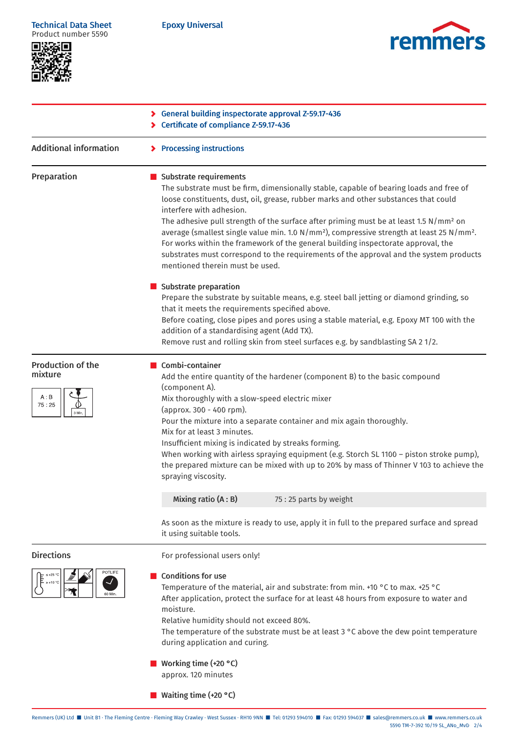- General building inspectorate approval Z-59.17-436
- Certificate of compliance Z-59.17-436

## Additional information

- Processing instructions

## Preparation

### Substrate requirements

The substrate must be firm, dimensionally stable, capable of bearing loads and free of loose constituents, dust, oil, grease, rubber marks and other substances that could interfere with adhesion.
The adhesive pull strength of the surface after priming must be at least 1.5 N/mm² on average (smallest single value min. 1.0 N/mm²), compressive strength at least 25 N/mm².
For works within the framework of the general building inspectorate approval, the substrates must correspond to the requirements of the approval and the system products mentioned therein must be used.

### Substrate preparation

Prepare the substrate by suitable means, e.g. steel ball jetting or diamond grinding, so that it meets the requirements specified above.
Before coating, close pipes and pores using a stable material, e.g. Epoxy MT 100 with the addition of a standardising agent (Add TX).
Remove rust and rolling skin from steel surfaces e.g. by sandblasting SA 2 1/2.

## Production of the mixture

A : B 75 : 25 — 3 Min.

### Combi-container

Add the entire quantity of the hardener (component B) to the basic compound (component A).
Mix thoroughly with a slow-speed electric mixer (approx. 300 - 400 rpm).
Pour the mixture into a separate container and mix again thoroughly.
Mix for at least 3 minutes.
Insufficient mixing is indicated by streaks forming.
When working with airless spraying equipment (e.g. Storch SL 1100 – piston stroke pump), the prepared mixture can be mixed with up to 20% by mass of Thinner V 103 to achieve the spraying viscosity.

| Mixing ratio (A : B) | 75 : 25 parts by weight |
|---|---|

As soon as the mixture is ready to use, apply it in full to the prepared surface and spread it using suitable tools.

## Directions

≤ +25 °C / ≥ +10 °C — POTLIFE 60 Min.

For professional users only!

### Conditions for use

Temperature of the material, air and substrate: from min. +10 °C to max. +25 °C
After application, protect the surface for at least 48 hours from exposure to water and moisture.
Relative humidity should not exceed 80%.
The temperature of the substrate must be at least 3 °C above the dew point temperature during application and curing.

### Working time (+20 °C)

approx. 120 minutes

### Waiting time (+20 °C)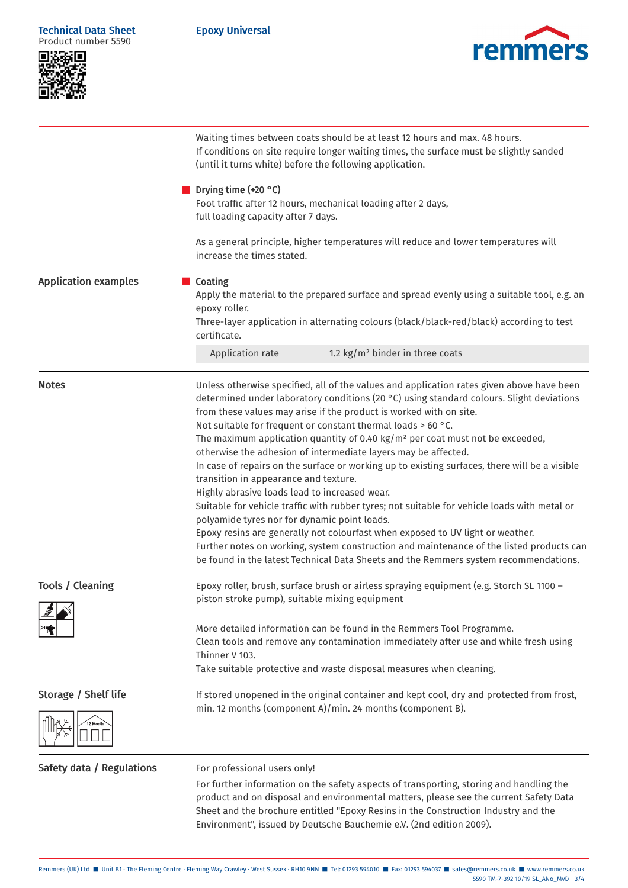Waiting times between coats should be at least 12 hours and max. 48 hours.
If conditions on site require longer waiting times, the surface must be slightly sanded (until it turns white) before the following application.

**Drying time (+20 °C)**
Foot traffic after 12 hours, mechanical loading after 2 days,
full loading capacity after 7 days.

As a general principle, higher temperatures will reduce and lower temperatures will increase the times stated.

## Application examples

**Coating**
Apply the material to the prepared surface and spread evenly using a suitable tool, e.g. an epoxy roller.
Three-layer application in alternating colours (black/black-red/black) according to test certificate.

| Application rate | 1.2 kg/m² binder in three coats |
|---|---|

## Notes

Unless otherwise specified, all of the values and application rates given above have been determined under laboratory conditions (20 °C) using standard colours. Slight deviations from these values may arise if the product is worked with on site.
Not suitable for frequent or constant thermal loads > 60 °C.
The maximum application quantity of 0.40 kg/m² per coat must not be exceeded, otherwise the adhesion of intermediate layers may be affected.
In case of repairs on the surface or working up to existing surfaces, there will be a visible transition in appearance and texture.
Highly abrasive loads lead to increased wear.
Suitable for vehicle traffic with rubber tyres; not suitable for vehicle loads with metal or polyamide tyres nor for dynamic point loads.
Epoxy resins are generally not colourfast when exposed to UV light or weather.
Further notes on working, system construction and maintenance of the listed products can be found in the latest Technical Data Sheets and the Remmers system recommendations.

## Tools / Cleaning

Epoxy roller, brush, surface brush or airless spraying equipment (e.g. Storch SL 1100 – piston stroke pump), suitable mixing equipment

More detailed information can be found in the Remmers Tool Programme.
Clean tools and remove any contamination immediately after use and while fresh using Thinner V 103.
Take suitable protective and waste disposal measures when cleaning.

## Storage / Shelf life

If stored unopened in the original container and kept cool, dry and protected from frost, min. 12 months (component A)/min. 24 months (component B).

## Safety data / Regulations

For professional users only!

For further information on the safety aspects of transporting, storing and handling the product and on disposal and environmental matters, please see the current Safety Data Sheet and the brochure entitled "Epoxy Resins in the Construction Industry and the Environment", issued by Deutsche Bauchemie e.V. (2nd edition 2009).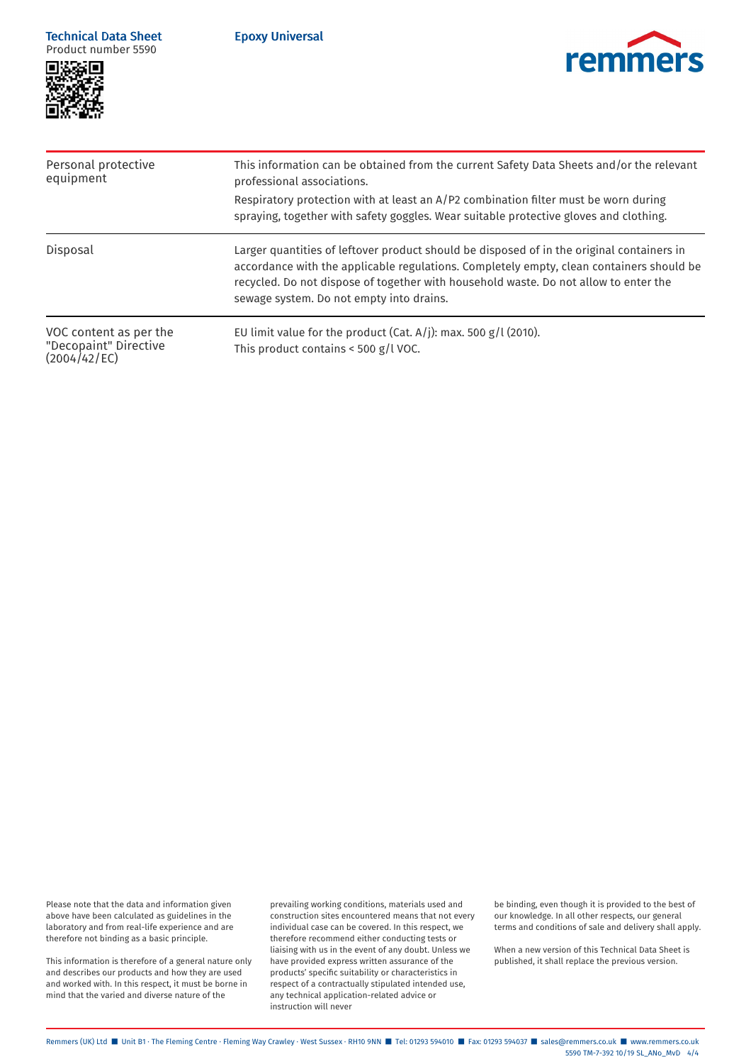| | |
|---|---|
| Personal protective equipment | This information can be obtained from the current Safety Data Sheets and/or the relevant professional associations. Respiratory protection with at least an A/P2 combination filter must be worn during spraying, together with safety goggles. Wear suitable protective gloves and clothing. |
| Disposal | Larger quantities of leftover product should be disposed of in the original containers in accordance with the applicable regulations. Completely empty, clean containers should be recycled. Do not dispose of together with household waste. Do not allow to enter the sewage system. Do not empty into drains. |
| VOC content as per the "Decopaint" Directive (2004/42/EC) | EU limit value for the product (Cat. A/j): max. 500 g/l (2010). This product contains < 500 g/l VOC. |

Please note that the data and information given above have been calculated as guidelines in the laboratory and from real-life experience and are therefore not binding as a basic principle.

This information is therefore of a general nature only and describes our products and how they are used and worked with. In this respect, it must be borne in mind that the varied and diverse nature of the prevailing working conditions, materials used and construction sites encountered means that not every individual case can be covered. In this respect, we therefore recommend either conducting tests or liaising with us in the event of any doubt. Unless we have provided express written assurance of the products' specific suitability or characteristics in respect of a contractually stipulated intended use, any technical application-related advice or instruction will never be binding, even though it is provided to the best of our knowledge. In all other respects, our general terms and conditions of sale and delivery shall apply.

When a new version of this Technical Data Sheet is published, it shall replace the previous version.

Remmers (UK) Ltd ■ Unit B1 · The Fleming Centre · Fleming Way Crawley · West Sussex · RH10 9NN ■ Tel: 01293 594010 ■ Fax: 01293 594037 ■ sales@remmers.co.uk ■ www.remmers.co.uk

5590 TM-7-392 10/19 SL_ANo_MvD